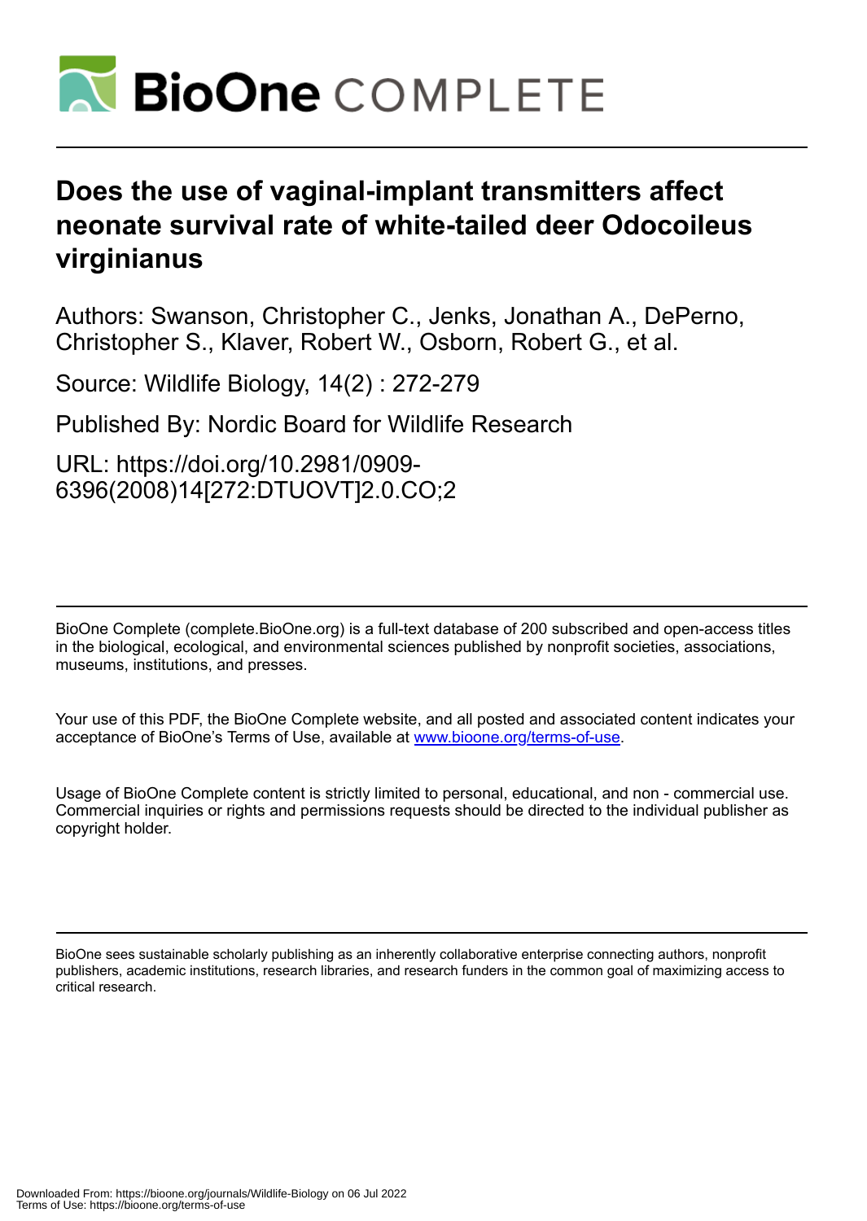# Does the use of vaginal-implant transmitters affect neonate survival rate of white-tailed deer Odocoileus virginianus

Authors: Swanson, Christopher C., Jenks, Jonathan A., DePerno, Christopher S., Klaver, Robert W., Osborn, Robert G., et al.

Source: Wildlife Biology, 14(2) : 272-279

Published By: Nordic Board for Wildlife Research

URL: https://doi.org/10.2981/0909-6396(2008)14[272:DTUOVT]2.0.CO;2

BioOne Complete (complete.BioOne.org) is a full-text database of 200 subscribed and open-access titles in the biological, ecological, and environmental sciences published by nonprofit societies, associations, museums, institutions, and presses.

Your use of this PDF, the BioOne Complete website, and all posted and associated content indicates your acceptance of BioOne's Terms of Use, available at www.bioone.org/terms-of-use.

Usage of BioOne Complete content is strictly limited to personal, educational, and non - commercial use. Commercial inquiries or rights and permissions requests should be directed to the individual publisher as copyright holder.

BioOne sees sustainable scholarly publishing as an inherently collaborative enterprise connecting authors, nonprofit publishers, academic institutions, research libraries, and research funders in the common goal of maximizing access to critical research.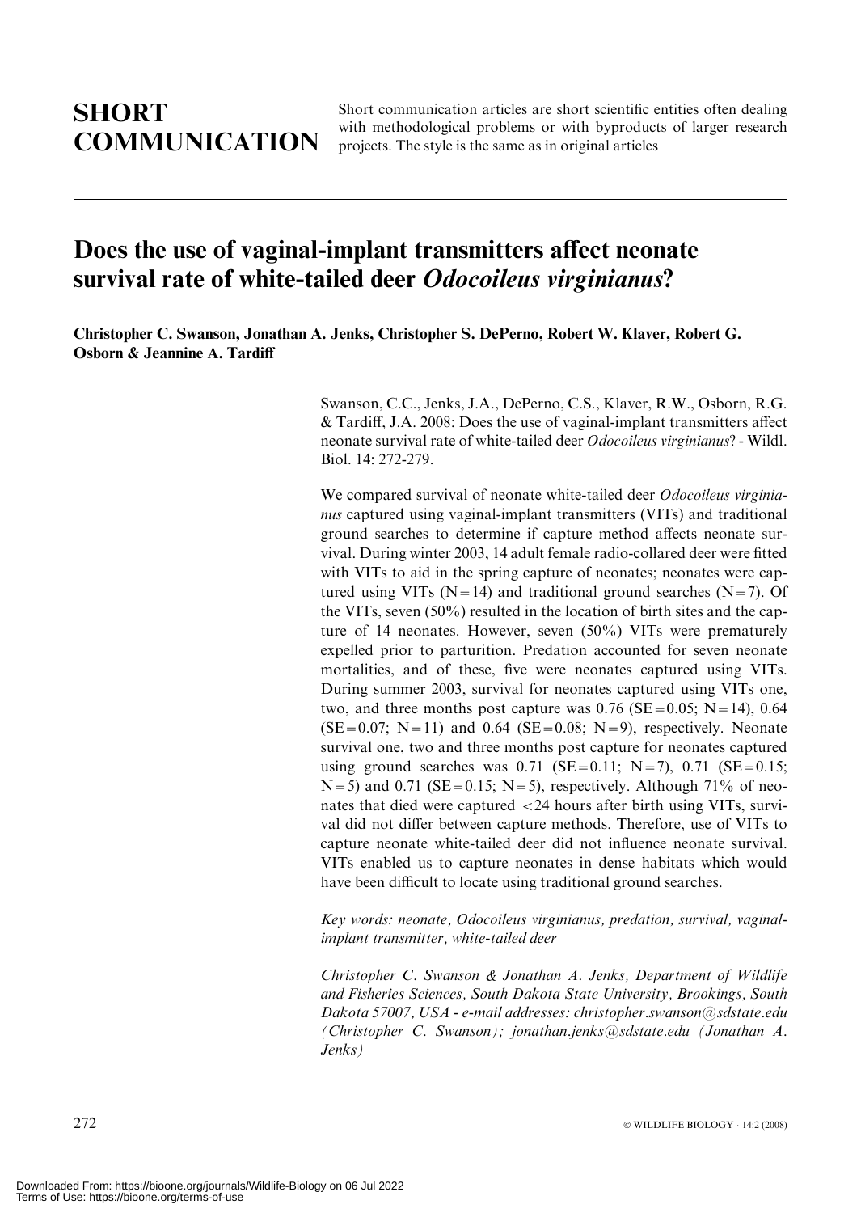# SHORT COMMUNICATION

Short communication articles are short scientific entities often dealing with methodological problems or with byproducts of larger research projects. The style is the same as in original articles

# Does the use of vaginal-implant transmitters affect neonate survival rate of white-tailed deer *Odocoileus virginianus*?

**Christopher C. Swanson, Jonathan A. Jenks, Christopher S. DePerno, Robert W. Klaver, Robert G. Osborn & Jeannine A. Tardiff**

Swanson, C.C., Jenks, J.A., DePerno, C.S., Klaver, R.W., Osborn, R.G. & Tardiff, J.A. 2008: Does the use of vaginal-implant transmitters affect neonate survival rate of white-tailed deer *Odocoileus virginianus*? - Wildl. Biol. 14: 272-279.

We compared survival of neonate white-tailed deer *Odocoileus virginianus* captured using vaginal-implant transmitters (VITs) and traditional ground searches to determine if capture method affects neonate survival. During winter 2003, 14 adult female radio-collared deer were fitted with VITs to aid in the spring capture of neonates; neonates were captured using VITs (N = 14) and traditional ground searches (N = 7). Of the VITs, seven (50%) resulted in the location of birth sites and the capture of 14 neonates. However, seven (50%) VITs were prematurely expelled prior to parturition. Predation accounted for seven neonate mortalities, and of these, five were neonates captured using VITs. During summer 2003, survival for neonates captured using VITs one, two, and three months post capture was 0.76 (SE = 0.05; N = 14), 0.64 (SE = 0.07; N = 11) and 0.64 (SE = 0.08; N = 9), respectively. Neonate survival one, two and three months post capture for neonates captured using ground searches was 0.71 (SE = 0.11; N = 7), 0.71 (SE = 0.15; N = 5) and 0.71 (SE = 0.15; N = 5), respectively. Although 71% of neonates that died were captured < 24 hours after birth using VITs, survival did not differ between capture methods. Therefore, use of VITs to capture neonate white-tailed deer did not influence neonate survival. VITs enabled us to capture neonates in dense habitats which would have been difficult to locate using traditional ground searches.

*Key words: neonate, Odocoileus virginianus, predation, survival, vaginal-implant transmitter, white-tailed deer*

*Christopher C. Swanson & Jonathan A. Jenks, Department of Wildlife and Fisheries Sciences, South Dakota State University, Brookings, South Dakota 57007, USA - e-mail addresses: christopher.swanson@sdstate.edu (Christopher C. Swanson); jonathan.jenks@sdstate.edu (Jonathan A. Jenks)*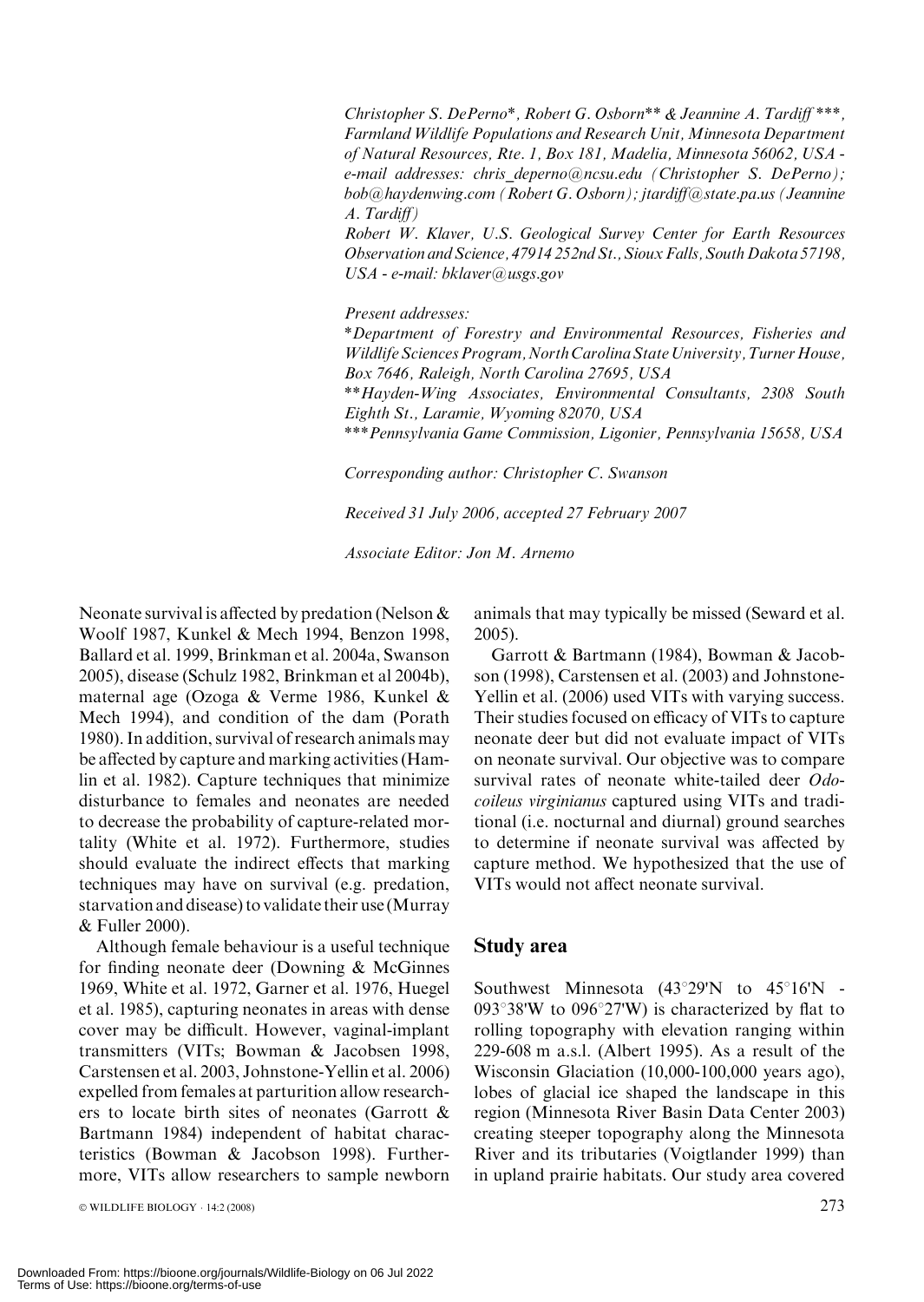*Christopher S. DePerno\*, Robert G. Osborn\*\* & Jeannine A. Tardiff\*\*\*, Farmland Wildlife Populations and Research Unit, Minnesota Department of Natural Resources, Rte. 1, Box 181, Madelia, Minnesota 56062, USA - e-mail addresses: chris_deperno@ncsu.edu (Christopher S. DePerno); bob@haydenwing.com (Robert G. Osborn); jtardiff@state.pa.us (Jeannine A. Tardiff)*

*Robert W. Klaver, U.S. Geological Survey Center for Earth Resources Observation and Science, 47914 252nd St., Sioux Falls, South Dakota 57198, USA - e-mail: bklaver@usgs.gov*

*Present addresses:*

*\*Department of Forestry and Environmental Resources, Fisheries and Wildlife Sciences Program, North Carolina State University, Turner House, Box 7646, Raleigh, North Carolina 27695, USA*

*\*\*Hayden-Wing Associates, Environmental Consultants, 2308 South Eighth St., Laramie, Wyoming 82070, USA*

*\*\*\*Pennsylvania Game Commission, Ligonier, Pennsylvania 15658, USA*

*Corresponding author: Christopher C. Swanson*

*Received 31 July 2006, accepted 27 February 2007*

*Associate Editor: Jon M. Arnemo*

Neonate survival is affected by predation (Nelson & Woolf 1987, Kunkel & Mech 1994, Benzon 1998, Ballard et al. 1999, Brinkman et al. 2004a, Swanson 2005), disease (Schulz 1982, Brinkman et al 2004b), maternal age (Ozoga & Verme 1986, Kunkel & Mech 1994), and condition of the dam (Porath 1980). In addition, survival of research animals may be affected by capture and marking activities (Hamlin et al. 1982). Capture techniques that minimize disturbance to females and neonates are needed to decrease the probability of capture-related mortality (White et al. 1972). Furthermore, studies should evaluate the indirect effects that marking techniques may have on survival (e.g. predation, starvation and disease) to validate their use (Murray & Fuller 2000).

Although female behaviour is a useful technique for finding neonate deer (Downing & McGinnes 1969, White et al. 1972, Garner et al. 1976, Huegel et al. 1985), capturing neonates in areas with dense cover may be difficult. However, vaginal-implant transmitters (VITs; Bowman & Jacobsen 1998, Carstensen et al. 2003, Johnstone-Yellin et al. 2006) expelled from females at parturition allow researchers to locate birth sites of neonates (Garrott & Bartmann 1984) independent of habitat characteristics (Bowman & Jacobson 1998). Furthermore, VITs allow researchers to sample newborn animals that may typically be missed (Seward et al. 2005).

Garrott & Bartmann (1984), Bowman & Jacobson (1998), Carstensen et al. (2003) and Johnstone-Yellin et al. (2006) used VITs with varying success. Their studies focused on efficacy of VITs to capture neonate deer but did not evaluate impact of VITs on neonate survival. Our objective was to compare survival rates of neonate white-tailed deer *Odocoileus virginianus* captured using VITs and traditional (i.e. nocturnal and diurnal) ground searches to determine if neonate survival was affected by capture method. We hypothesized that the use of VITs would not affect neonate survival.

## Study area

Southwest Minnesota (43°29'N to 45°16'N - 093°38'W to 096°27'W) is characterized by flat to rolling topography with elevation ranging within 229-608 m a.s.l. (Albert 1995). As a result of the Wisconsin Glaciation (10,000-100,000 years ago), lobes of glacial ice shaped the landscape in this region (Minnesota River Basin Data Center 2003) creating steeper topography along the Minnesota River and its tributaries (Voigtlander 1999) than in upland prairie habitats. Our study area covered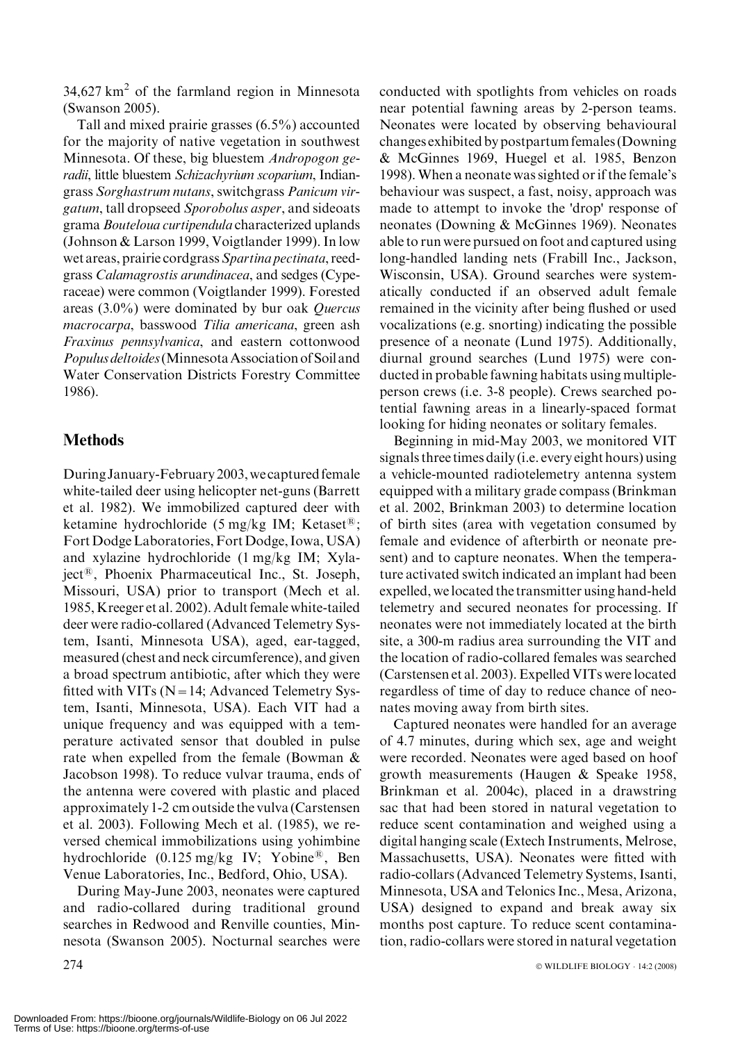34,627 km$^2$ of the farmland region in Minnesota (Swanson 2005).

Tall and mixed prairie grasses (6.5%) accounted for the majority of native vegetation in southwest Minnesota. Of these, big bluestem *Andropogon geradii*, little bluestem *Schizachyrium scoparium*, Indiangrass *Sorghastrum nutans*, switchgrass *Panicum virgatum*, tall dropseed *Sporobolus asper*, and sideoats grama *Bouteloua curtipendula* characterized uplands (Johnson & Larson 1999, Voigtlander 1999). In low wet areas, prairie cordgrass *Spartina pectinata*, reedgrass *Calamagrostis arundinacea*, and sedges (Cyperaceae) were common (Voigtlander 1999). Forested areas (3.0%) were dominated by bur oak *Quercus macrocarpa*, basswood *Tilia americana*, green ash *Fraxinus pennsylvanica*, and eastern cottonwood *Populus deltoides* (Minnesota Association of Soil and Water Conservation Districts Forestry Committee 1986).

## Methods

During January-February 2003, we captured female white-tailed deer using helicopter net-guns (Barrett et al. 1982). We immobilized captured deer with ketamine hydrochloride (5 mg/kg IM; Ketaset®; Fort Dodge Laboratories, Fort Dodge, Iowa, USA) and xylazine hydrochloride (1 mg/kg IM; Xylaject®, Phoenix Pharmaceutical Inc., St. Joseph, Missouri, USA) prior to transport (Mech et al. 1985, Kreeger et al. 2002). Adult female white-tailed deer were radio-collared (Advanced Telemetry System, Isanti, Minnesota USA), aged, ear-tagged, measured (chest and neck circumference), and given a broad spectrum antibiotic, after which they were fitted with VITs (N = 14; Advanced Telemetry System, Isanti, Minnesota, USA). Each VIT had a unique frequency and was equipped with a temperature activated sensor that doubled in pulse rate when expelled from the female (Bowman & Jacobson 1998). To reduce vulvar trauma, ends of the antenna were covered with plastic and placed approximately 1-2 cm outside the vulva (Carstensen et al. 2003). Following Mech et al. (1985), we reversed chemical immobilizations using yohimbine hydrochloride (0.125 mg/kg IV; Yobine®, Ben Venue Laboratories, Inc., Bedford, Ohio, USA).

During May-June 2003, neonates were captured and radio-collared during traditional ground searches in Redwood and Renville counties, Minnesota (Swanson 2005). Nocturnal searches were conducted with spotlights from vehicles on roads near potential fawning areas by 2-person teams. Neonates were located by observing behavioural changes exhibited by postpartum females (Downing & McGinnes 1969, Huegel et al. 1985, Benzon 1998). When a neonate was sighted or if the female's behaviour was suspect, a fast, noisy, approach was made to attempt to invoke the 'drop' response of neonates (Downing & McGinnes 1969). Neonates able to run were pursued on foot and captured using long-handled landing nets (Frabill Inc., Jackson, Wisconsin, USA). Ground searches were systematically conducted if an observed adult female remained in the vicinity after being flushed or used vocalizations (e.g. snorting) indicating the possible presence of a neonate (Lund 1975). Additionally, diurnal ground searches (Lund 1975) were conducted in probable fawning habitats using multiple-person crews (i.e. 3-8 people). Crews searched potential fawning areas in a linearly-spaced format looking for hiding neonates or solitary females.

Beginning in mid-May 2003, we monitored VIT signals three times daily (i.e. every eight hours) using a vehicle-mounted radiotelemetry antenna system equipped with a military grade compass (Brinkman et al. 2002, Brinkman 2003) to determine location of birth sites (area with vegetation consumed by female and evidence of afterbirth or neonate present) and to capture neonates. When the temperature activated switch indicated an implant had been expelled, we located the transmitter using hand-held telemetry and secured neonates for processing. If neonates were not immediately located at the birth site, a 300-m radius area surrounding the VIT and the location of radio-collared females was searched (Carstensen et al. 2003). Expelled VITs were located regardless of time of day to reduce chance of neonates moving away from birth sites.

Captured neonates were handled for an average of 4.7 minutes, during which sex, age and weight were recorded. Neonates were aged based on hoof growth measurements (Haugen & Speake 1958, Brinkman et al. 2004c), placed in a drawstring sac that had been stored in natural vegetation to reduce scent contamination and weighed using a digital hanging scale (Extech Instruments, Melrose, Massachusetts, USA). Neonates were fitted with radio-collars (Advanced Telemetry Systems, Isanti, Minnesota, USA and Telonics Inc., Mesa, Arizona, USA) designed to expand and break away six months post capture. To reduce scent contamination, radio-collars were stored in natural vegetation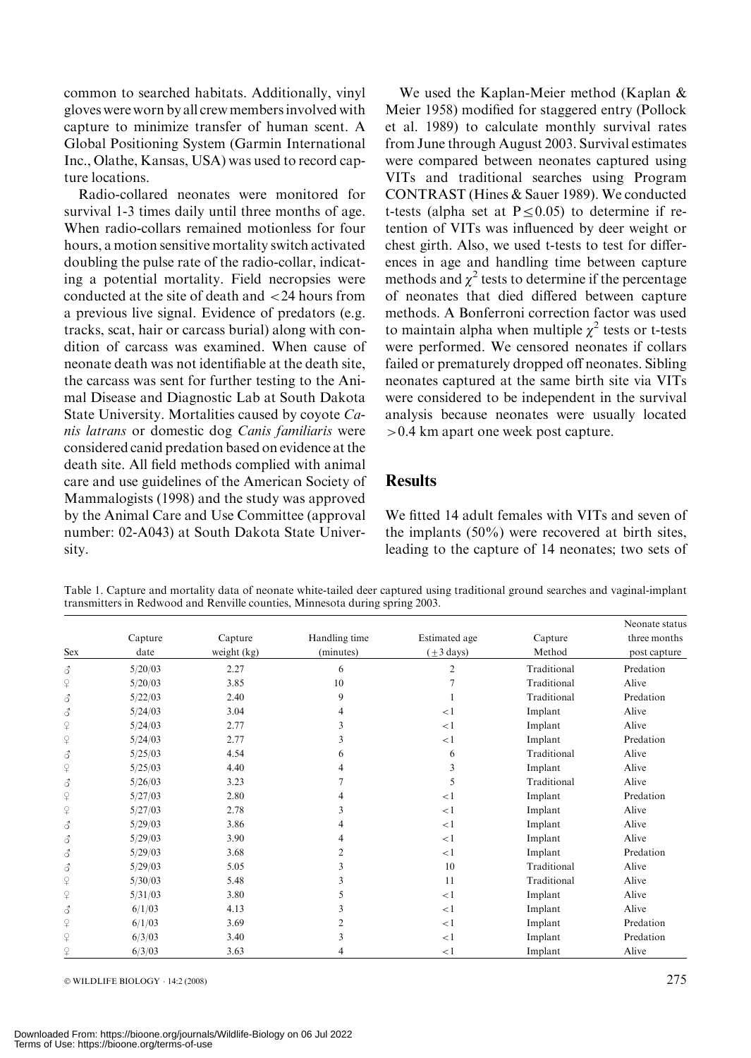common to searched habitats. Additionally, vinyl gloves were worn by all crew members involved with capture to minimize transfer of human scent. A Global Positioning System (Garmin International Inc., Olathe, Kansas, USA) was used to record capture locations.

Radio-collared neonates were monitored for survival 1-3 times daily until three months of age. When radio-collars remained motionless for four hours, a motion sensitive mortality switch activated doubling the pulse rate of the radio-collar, indicating a potential mortality. Field necropsies were conducted at the site of death and <24 hours from a previous live signal. Evidence of predators (e.g. tracks, scat, hair or carcass burial) along with condition of carcass was examined. When cause of neonate death was not identifiable at the death site, the carcass was sent for further testing to the Animal Disease and Diagnostic Lab at South Dakota State University. Mortalities caused by coyote *Canis latrans* or domestic dog *Canis familiaris* were considered canid predation based on evidence at the death site. All field methods complied with animal care and use guidelines of the American Society of Mammalogists (1998) and the study was approved by the Animal Care and Use Committee (approval number: 02-A043) at South Dakota State University.

We used the Kaplan-Meier method (Kaplan & Meier 1958) modified for staggered entry (Pollock et al. 1989) to calculate monthly survival rates from June through August 2003. Survival estimates were compared between neonates captured using VITs and traditional searches using Program CONTRAST (Hines & Sauer 1989). We conducted t-tests (alpha set at $P \leq 0.05$) to determine if retention of VITs was influenced by deer weight or chest girth. Also, we used t-tests to test for differences in age and handling time between capture methods and $\chi^2$ tests to determine if the percentage of neonates that died differed between capture methods. A Bonferroni correction factor was used to maintain alpha when multiple $\chi^2$ tests or t-tests were performed. We censored neonates if collars failed or prematurely dropped off neonates. Sibling neonates captured at the same birth site via VITs were considered to be independent in the survival analysis because neonates were usually located >0.4 km apart one week post capture.

## Results

We fitted 14 adult females with VITs and seven of the implants (50%) were recovered at birth sites, leading to the capture of 14 neonates; two sets of

Table 1. Capture and mortality data of neonate white-tailed deer captured using traditional ground searches and vaginal-implant transmitters in Redwood and Renville counties, Minnesota during spring 2003.

| Sex | Capture date | Capture weight (kg) | Handling time (minutes) | Estimated age (±3 days) | Capture Method | Neonate status three months post capture |
|---|---|---|---|---|---|---|
| ♂ | 5/20/03 | 2.27 | 6 | 2 | Traditional | Predation |
| ♀ | 5/20/03 | 3.85 | 10 | 7 | Traditional | Alive |
| ♂ | 5/22/03 | 2.40 | 9 | 1 | Traditional | Predation |
| ♂ | 5/24/03 | 3.04 | 4 | <1 | Implant | Alive |
| ♀ | 5/24/03 | 2.77 | 3 | <1 | Implant | Alive |
| ♀ | 5/24/03 | 2.77 | 3 | <1 | Implant | Predation |
| ♂ | 5/25/03 | 4.54 | 6 | 6 | Traditional | Alive |
| ♀ | 5/25/03 | 4.40 | 4 | 3 | Implant | Alive |
| ♂ | 5/26/03 | 3.23 | 7 | 5 | Traditional | Alive |
| ♀ | 5/27/03 | 2.80 | 4 | <1 | Implant | Predation |
| ♀ | 5/27/03 | 2.78 | 3 | <1 | Implant | Alive |
| ♂ | 5/29/03 | 3.86 | 4 | <1 | Implant | Alive |
| ♂ | 5/29/03 | 3.90 | 4 | <1 | Implant | Alive |
| ♂ | 5/29/03 | 3.68 | 2 | <1 | Implant | Predation |
| ♂ | 5/29/03 | 5.05 | 3 | 10 | Traditional | Alive |
| ♀ | 5/30/03 | 5.48 | 3 | 11 | Traditional | Alive |
| ♀ | 5/31/03 | 3.80 | 5 | <1 | Implant | Alive |
| ♂ | 6/1/03 | 4.13 | 3 | <1 | Implant | Alive |
| ♀ | 6/1/03 | 3.69 | 2 | <1 | Implant | Predation |
| ♀ | 6/3/03 | 3.40 | 3 | <1 | Implant | Predation |
| ♀ | 6/3/03 | 3.63 | 4 | <1 | Implant | Alive |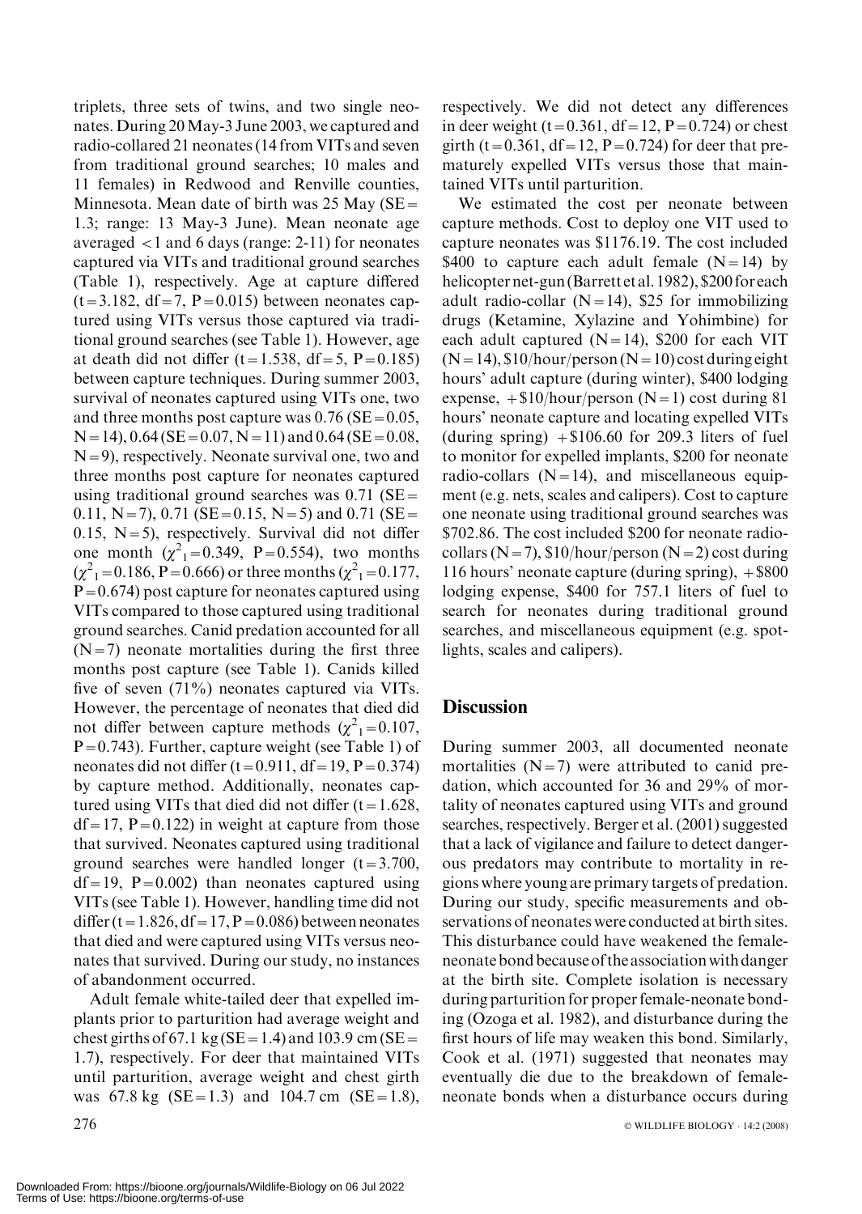triplets, three sets of twins, and two single neonates. During 20 May-3 June 2003, we captured and radio-collared 21 neonates (14 from VITs and seven from traditional ground searches; 10 males and 11 females) in Redwood and Renville counties, Minnesota. Mean date of birth was 25 May (SE = 1.3; range: 13 May-3 June). Mean neonate age averaged <1 and 6 days (range: 2-11) for neonates captured via VITs and traditional ground searches (Table 1), respectively. Age at capture differed ($t = 3.182$, $df = 7$, $P = 0.015$) between neonates captured using VITs versus those captured via traditional ground searches (see Table 1). However, age at death did not differ ($t = 1.538$, $df = 5$, $P = 0.185$) between capture techniques. During summer 2003, survival of neonates captured using VITs one, two and three months post capture was 0.76 (SE = 0.05, N = 14), 0.64 (SE = 0.07, N = 11) and 0.64 (SE = 0.08, N = 9), respectively. Neonate survival one, two and three months post capture for neonates captured using traditional ground searches was 0.71 (SE = 0.11, N = 7), 0.71 (SE = 0.15, N = 5) and 0.71 (SE = 0.15, N = 5), respectively. Survival did not differ one month ($\chi^2_1 = 0.349$, $P = 0.554$), two months ($\chi^2_1 = 0.186$, $P = 0.666$) or three months ($\chi^2_1 = 0.177$, $P = 0.674$) post capture for neonates captured using VITs compared to those captured using traditional ground searches. Canid predation accounted for all (N = 7) neonate mortalities during the first three months post capture (see Table 1). Canids killed five of seven (71%) neonates captured via VITs. However, the percentage of neonates that died did not differ between capture methods ($\chi^2_1 = 0.107$, $P = 0.743$). Further, capture weight (see Table 1) of neonates did not differ ($t = 0.911$, $df = 19$, $P = 0.374$) by capture method. Additionally, neonates captured using VITs that died did not differ ($t = 1.628$, $df = 17$, $P = 0.122$) in weight at capture from those that survived. Neonates captured using traditional ground searches were handled longer ($t = 3.700$, $df = 19$, $P = 0.002$) than neonates captured using VITs (see Table 1). However, handling time did not differ ($t = 1.826$, $df = 17$, $P = 0.086$) between neonates that died and were captured using VITs versus neonates that survived. During our study, no instances of abandonment occurred.

Adult female white-tailed deer that expelled implants prior to parturition had average weight and chest girths of 67.1 kg (SE = 1.4) and 103.9 cm (SE = 1.7), respectively. For deer that maintained VITs until parturition, average weight and chest girth was 67.8 kg (SE = 1.3) and 104.7 cm (SE = 1.8), respectively. We did not detect any differences in deer weight ($t = 0.361$, $df = 12$, $P = 0.724$) or chest girth ($t = 0.361$, $df = 12$, $P = 0.724$) for deer that prematurely expelled VITs versus those that maintained VITs until parturition.

We estimated the cost per neonate between capture methods. Cost to deploy one VIT used to capture neonates was \$1176.19. The cost included \$400 to capture each adult female (N = 14) by helicopter net-gun (Barrett et al. 1982), \$200 for each adult radio-collar (N = 14), \$25 for immobilizing drugs (Ketamine, Xylazine and Yohimbine) for each adult captured (N = 14), \$200 for each VIT (N = 14), \$10/hour/person (N = 10) cost during eight hours' adult capture (during winter), \$400 lodging expense, + \$10/hour/person (N = 1) cost during 81 hours' neonate capture and locating expelled VITs (during spring) + \$106.60 for 209.3 liters of fuel to monitor for expelled implants, \$200 for neonate radio-collars (N = 14), and miscellaneous equipment (e.g. nets, scales and calipers). Cost to capture one neonate using traditional ground searches was \$702.86. The cost included \$200 for neonate radio-collars (N = 7), \$10/hour/person (N = 2) cost during 116 hours' neonate capture (during spring), + \$800 lodging expense, \$400 for 757.1 liters of fuel to search for neonates during traditional ground searches, and miscellaneous equipment (e.g. spotlights, scales and calipers).

## Discussion

During summer 2003, all documented neonate mortalities (N = 7) were attributed to canid predation, which accounted for 36 and 29% of mortality of neonates captured using VITs and ground searches, respectively. Berger et al. (2001) suggested that a lack of vigilance and failure to detect dangerous predators may contribute to mortality in regions where young are primary targets of predation. During our study, specific measurements and observations of neonates were conducted at birth sites. This disturbance could have weakened the female-neonate bond because of the association with danger at the birth site. Complete isolation is necessary during parturition for proper female-neonate bonding (Ozoga et al. 1982), and disturbance during the first hours of life may weaken this bond. Similarly, Cook et al. (1971) suggested that neonates may eventually die due to the breakdown of female-neonate bonds when a disturbance occurs during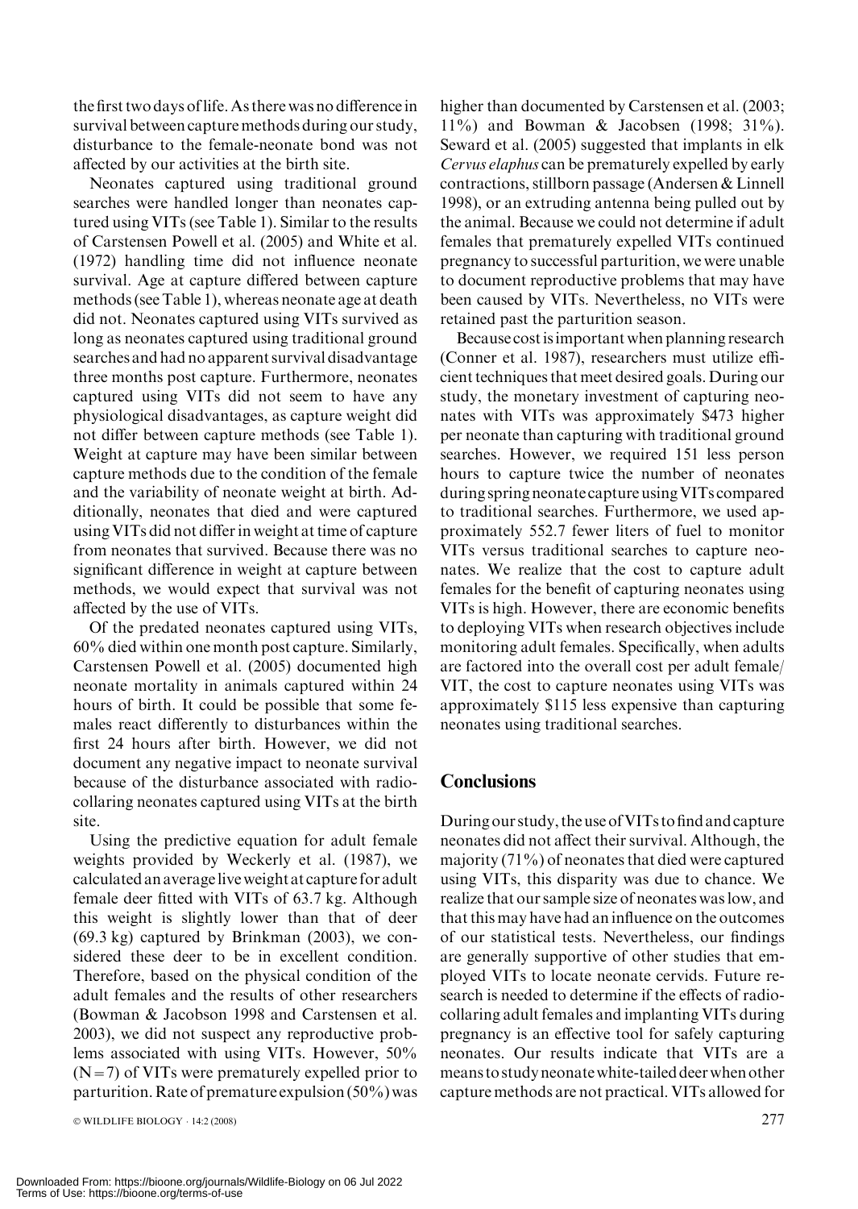the first two days of life. As there was no difference in survival between capture methods during our study, disturbance to the female-neonate bond was not affected by our activities at the birth site.

Neonates captured using traditional ground searches were handled longer than neonates captured using VITs (see Table 1). Similar to the results of Carstensen Powell et al. (2005) and White et al. (1972) handling time did not influence neonate survival. Age at capture differed between capture methods (see Table 1), whereas neonate age at death did not. Neonates captured using VITs survived as long as neonates captured using traditional ground searches and had no apparent survival disadvantage three months post capture. Furthermore, neonates captured using VITs did not seem to have any physiological disadvantages, as capture weight did not differ between capture methods (see Table 1). Weight at capture may have been similar between capture methods due to the condition of the female and the variability of neonate weight at birth. Additionally, neonates that died and were captured using VITs did not differ in weight at time of capture from neonates that survived. Because there was no significant difference in weight at capture between methods, we would expect that survival was not affected by the use of VITs.

Of the predated neonates captured using VITs, 60% died within one month post capture. Similarly, Carstensen Powell et al. (2005) documented high neonate mortality in animals captured within 24 hours of birth. It could be possible that some females react differently to disturbances within the first 24 hours after birth. However, we did not document any negative impact to neonate survival because of the disturbance associated with radio-collaring neonates captured using VITs at the birth site.

Using the predictive equation for adult female weights provided by Weckerly et al. (1987), we calculated an average live weight at capture for adult female deer fitted with VITs of 63.7 kg. Although this weight is slightly lower than that of deer (69.3 kg) captured by Brinkman (2003), we considered these deer to be in excellent condition. Therefore, based on the physical condition of the adult females and the results of other researchers (Bowman & Jacobson 1998 and Carstensen et al. 2003), we did not suspect any reproductive problems associated with using VITs. However, 50% ($N = 7$) of VITs were prematurely expelled prior to parturition. Rate of premature expulsion (50%) was higher than documented by Carstensen et al. (2003; 11%) and Bowman & Jacobsen (1998; 31%). Seward et al. (2005) suggested that implants in elk *Cervus elaphus* can be prematurely expelled by early contractions, stillborn passage (Andersen & Linnell 1998), or an extruding antenna being pulled out by the animal. Because we could not determine if adult females that prematurely expelled VITs continued pregnancy to successful parturition, we were unable to document reproductive problems that may have been caused by VITs. Nevertheless, no VITs were retained past the parturition season.

Because cost is important when planning research (Conner et al. 1987), researchers must utilize efficient techniques that meet desired goals. During our study, the monetary investment of capturing neonates with VITs was approximately $473 higher per neonate than capturing with traditional ground searches. However, we required 151 less person hours to capture twice the number of neonates during spring neonate capture using VITs compared to traditional searches. Furthermore, we used approximately 552.7 fewer liters of fuel to monitor VITs versus traditional searches to capture neonates. We realize that the cost to capture adult females for the benefit of capturing neonates using VITs is high. However, there are economic benefits to deploying VITs when research objectives include monitoring adult females. Specifically, when adults are factored into the overall cost per adult female/VIT, the cost to capture neonates using VITs was approximately $115 less expensive than capturing neonates using traditional searches.

## Conclusions

During our study, the use of VITs to find and capture neonates did not affect their survival. Although, the majority (71%) of neonates that died were captured using VITs, this disparity was due to chance. We realize that our sample size of neonates was low, and that this may have had an influence on the outcomes of our statistical tests. Nevertheless, our findings are generally supportive of other studies that employed VITs to locate neonate cervids. Future research is needed to determine if the effects of radio-collaring adult females and implanting VITs during pregnancy is an effective tool for safely capturing neonates. Our results indicate that VITs are a means to study neonate white-tailed deer when other capture methods are not practical. VITs allowed for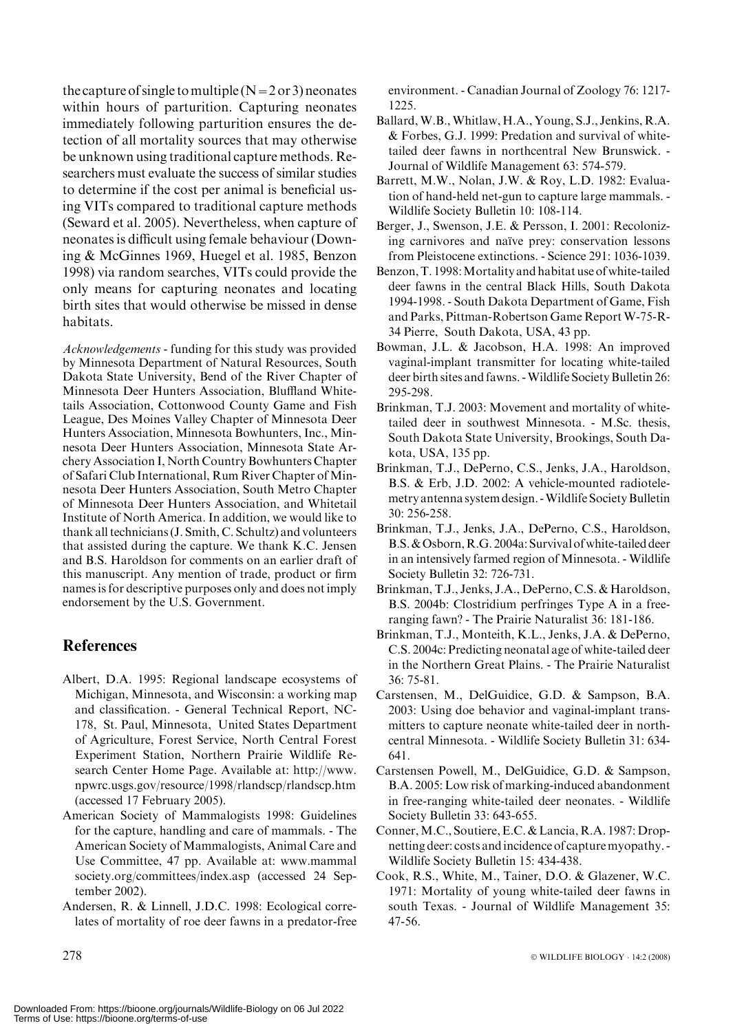the capture of single to multiple (N = 2 or 3) neonates within hours of parturition. Capturing neonates immediately following parturition ensures the detection of all mortality sources that may otherwise be unknown using traditional capture methods. Researchers must evaluate the success of similar studies to determine if the cost per animal is beneficial using VITs compared to traditional capture methods (Seward et al. 2005). Nevertheless, when capture of neonates is difficult using female behaviour (Downing & McGinnes 1969, Huegel et al. 1985, Benzon 1998) via random searches, VITs could provide the only means for capturing neonates and locating birth sites that would otherwise be missed in dense habitats.

*Acknowledgements* - funding for this study was provided by Minnesota Department of Natural Resources, South Dakota State University, Bend of the River Chapter of Minnesota Deer Hunters Association, Bluffland Whitetails Association, Cottonwood County Game and Fish League, Des Moines Valley Chapter of Minnesota Deer Hunters Association, Minnesota Bowhunters, Inc., Minnesota Deer Hunters Association, Minnesota State Archery Association I, North Country Bowhunters Chapter of Safari Club International, Rum River Chapter of Minnesota Deer Hunters Association, South Metro Chapter of Minnesota Deer Hunters Association, and Whitetail Institute of North America. In addition, we would like to thank all technicians (J. Smith, C. Schultz) and volunteers that assisted during the capture. We thank K.C. Jensen and B.S. Haroldson for comments on an earlier draft of this manuscript. Any mention of trade, product or firm names is for descriptive purposes only and does not imply endorsement by the U.S. Government.

## References

Albert, D.A. 1995: Regional landscape ecosystems of Michigan, Minnesota, and Wisconsin: a working map and classification. - General Technical Report, NC-178, St. Paul, Minnesota, United States Department of Agriculture, Forest Service, North Central Forest Experiment Station, Northern Prairie Wildlife Research Center Home Page. Available at: http://www.npwrc.usgs.gov/resource/1998/rlandscp/rlandscp.htm (accessed 17 February 2005).

American Society of Mammalogists 1998: Guidelines for the capture, handling and care of mammals. - The American Society of Mammalogists, Animal Care and Use Committee, 47 pp. Available at: www.mammalsociety.org/committees/index.asp (accessed 24 September 2002).

Andersen, R. & Linnell, J.D.C. 1998: Ecological correlates of mortality of roe deer fawns in a predator-free environment. - Canadian Journal of Zoology 76: 1217-1225.

Ballard, W.B., Whitlaw, H.A., Young, S.J., Jenkins, R.A. & Forbes, G.J. 1999: Predation and survival of white-tailed deer fawns in northcentral New Brunswick. - Journal of Wildlife Management 63: 574-579.

Barrett, M.W., Nolan, J.W. & Roy, L.D. 1982: Evaluation of hand-held net-gun to capture large mammals. - Wildlife Society Bulletin 10: 108-114.

Berger, J., Swenson, J.E. & Persson, I. 2001: Recolonizing carnivores and naïve prey: conservation lessons from Pleistocene extinctions. - Science 291: 1036-1039.

Benzon, T. 1998: Mortality and habitat use of white-tailed deer fawns in the central Black Hills, South Dakota 1994-1998. - South Dakota Department of Game, Fish and Parks, Pittman-Robertson Game Report W-75-R-34 Pierre, South Dakota, USA, 43 pp.

Bowman, J.L. & Jacobson, H.A. 1998: An improved vaginal-implant transmitter for locating white-tailed deer birth sites and fawns. - Wildlife Society Bulletin 26: 295-298.

Brinkman, T.J. 2003: Movement and mortality of white-tailed deer in southwest Minnesota. - M.Sc. thesis, South Dakota State University, Brookings, South Dakota, USA, 135 pp.

Brinkman, T.J., DePerno, C.S., Jenks, J.A., Haroldson, B.S. & Erb, J.D. 2002: A vehicle-mounted radiotelemetry antenna system design. - Wildlife Society Bulletin 30: 256-258.

Brinkman, T.J., Jenks, J.A., DePerno, C.S., Haroldson, B.S. & Osborn, R.G. 2004a: Survival of white-tailed deer in an intensively farmed region of Minnesota. - Wildlife Society Bulletin 32: 726-731.

Brinkman, T.J., Jenks, J.A., DePerno, C.S. & Haroldson, B.S. 2004b: Clostridium perfringes Type A in a free-ranging fawn? - The Prairie Naturalist 36: 181-186.

Brinkman, T.J., Monteith, K.L., Jenks, J.A. & DePerno, C.S. 2004c: Predicting neonatal age of white-tailed deer in the Northern Great Plains. - The Prairie Naturalist 36: 75-81.

Carstensen, M., DelGuidice, G.D. & Sampson, B.A. 2003: Using doe behavior and vaginal-implant transmitters to capture neonate white-tailed deer in north-central Minnesota. - Wildlife Society Bulletin 31: 634-641.

Carstensen Powell, M., DelGuidice, G.D. & Sampson, B.A. 2005: Low risk of marking-induced abandonment in free-ranging white-tailed deer neonates. - Wildlife Society Bulletin 33: 643-655.

Conner, M.C., Soutiere, E.C. & Lancia, R.A. 1987: Drop-netting deer: costs and incidence of capture myopathy. - Wildlife Society Bulletin 15: 434-438.

Cook, R.S., White, M., Tainer, D.O. & Glazener, W.C. 1971: Mortality of young white-tailed deer fawns in south Texas. - Journal of Wildlife Management 35: 47-56.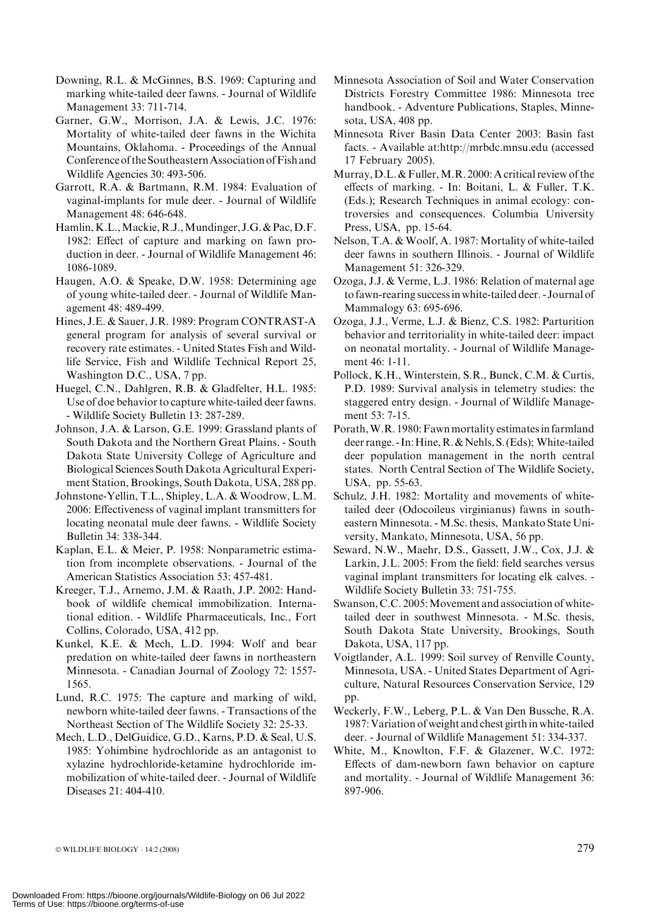Downing, R.L. & McGinnes, B.S. 1969: Capturing and marking white-tailed deer fawns. - Journal of Wildlife Management 33: 711-714.

Garner, G.W., Morrison, J.A. & Lewis, J.C. 1976: Mortality of white-tailed deer fawns in the Wichita Mountains, Oklahoma. - Proceedings of the Annual Conference of the Southeastern Association of Fish and Wildlife Agencies 30: 493-506.

Garrott, R.A. & Bartmann, R.M. 1984: Evaluation of vaginal-implants for mule deer. - Journal of Wildlife Management 48: 646-648.

Hamlin, K.L., Mackie, R.J., Mundinger, J.G. & Pac, D.F. 1982: Effect of capture and marking on fawn production in deer. - Journal of Wildlife Management 46: 1086-1089.

Haugen, A.O. & Speake, D.W. 1958: Determining age of young white-tailed deer. - Journal of Wildlife Management 48: 489-499.

Hines, J.E. & Sauer, J.R. 1989: Program CONTRAST-A general program for analysis of several survival or recovery rate estimates. - United States Fish and Wildlife Service, Fish and Wildlife Technical Report 25, Washington D.C., USA, 7 pp.

Huegel, C.N., Dahlgren, R.B. & Gladfelter, H.L. 1985: Use of doe behavior to capture white-tailed deer fawns. - Wildlife Society Bulletin 13: 287-289.

Johnson, J.A. & Larson, G.E. 1999: Grassland plants of South Dakota and the Northern Great Plains. - South Dakota State University College of Agriculture and Biological Sciences South Dakota Agricultural Experiment Station, Brookings, South Dakota, USA, 288 pp.

Johnstone-Yellin, T.L., Shipley, L.A. & Woodrow, L.M. 2006: Effectiveness of vaginal implant transmitters for locating neonatal mule deer fawns. - Wildlife Society Bulletin 34: 338-344.

Kaplan, E.L. & Meier, P. 1958: Nonparametric estimation from incomplete observations. - Journal of the American Statistics Association 53: 457-481.

Kreeger, T.J., Arnemo, J.M. & Raath, J.P. 2002: Handbook of wildlife chemical immobilization. International edition. - Wildlife Pharmaceuticals, Inc., Fort Collins, Colorado, USA, 412 pp.

Kunkel, K.E. & Mech, L.D. 1994: Wolf and bear predation on white-tailed deer fawns in northeastern Minnesota. - Canadian Journal of Zoology 72: 1557-1565.

Lund, R.C. 1975: The capture and marking of wild, newborn white-tailed deer fawns. - Transactions of the Northeast Section of The Wildlife Society 32: 25-33.

Mech, L.D., DelGuidice, G.D., Karns, P.D. & Seal, U.S. 1985: Yohimbine hydrochloride as an antagonist to xylazine hydrochloride-ketamine hydrochloride immobilization of white-tailed deer. - Journal of Wildlife Diseases 21: 404-410.

Minnesota Association of Soil and Water Conservation Districts Forestry Committee 1986: Minnesota tree handbook. - Adventure Publications, Staples, Minnesota, USA, 408 pp.

Minnesota River Basin Data Center 2003: Basin fast facts. - Available at:http://mrbdc.mnsu.edu (accessed 17 February 2005).

Murray, D.L. & Fuller, M.R. 2000: A critical review of the effects of marking. - In: Boitani, L. & Fuller, T.K. (Eds.); Research Techniques in animal ecology: controversies and consequences. Columbia University Press, USA, pp. 15-64.

Nelson, T.A. & Woolf, A. 1987: Mortality of white-tailed deer fawns in southern Illinois. - Journal of Wildlife Management 51: 326-329.

Ozoga, J.J. & Verme, L.J. 1986: Relation of maternal age to fawn-rearing success in white-tailed deer. - Journal of Mammalogy 63: 695-696.

Ozoga, J.J., Verme, L.J. & Bienz, C.S. 1982: Parturition behavior and territoriality in white-tailed deer: impact on neonatal mortality. - Journal of Wildlife Management 46: 1-11.

Pollock, K.H., Winterstein, S.R., Bunck, C.M. & Curtis, P.D. 1989: Survival analysis in telemetry studies: the staggered entry design. - Journal of Wildlife Management 53: 7-15.

Porath, W.R. 1980: Fawn mortality estimates in farmland deer range. - In: Hine, R. & Nehls, S. (Eds); White-tailed deer population management in the north central states. North Central Section of The Wildlife Society, USA, pp. 55-63.

Schulz, J.H. 1982: Mortality and movements of white-tailed deer (Odocoileus virginianus) fawns in southeastern Minnesota. - M.Sc. thesis, Mankato State University, Mankato, Minnesota, USA, 56 pp.

Seward, N.W., Maehr, D.S., Gassett, J.W., Cox, J.J. & Larkin, J.L. 2005: From the field: field searches versus vaginal implant transmitters for locating elk calves. - Wildlife Society Bulletin 33: 751-755.

Swanson, C.C. 2005: Movement and association of white-tailed deer in southwest Minnesota. - M.Sc. thesis, South Dakota State University, Brookings, South Dakota, USA, 117 pp.

Voigtlander, A.L. 1999: Soil survey of Renville County, Minnesota, USA. - United States Department of Agriculture, Natural Resources Conservation Service, 129 pp.

Weckerly, F.W., Leberg, P.L. & Van Den Bussche, R.A. 1987: Variation of weight and chest girth in white-tailed deer. - Journal of Wildlife Management 51: 334-337.

White, M., Knowlton, F.F. & Glazener, W.C. 1972: Effects of dam-newborn fawn behavior on capture and mortality. - Journal of Wildlife Management 36: 897-906.

Downloaded From: https://bioone.org/journals/Wildlife-Biology on 06 Jul 2022
Terms of Use: https://bioone.org/terms-of-use